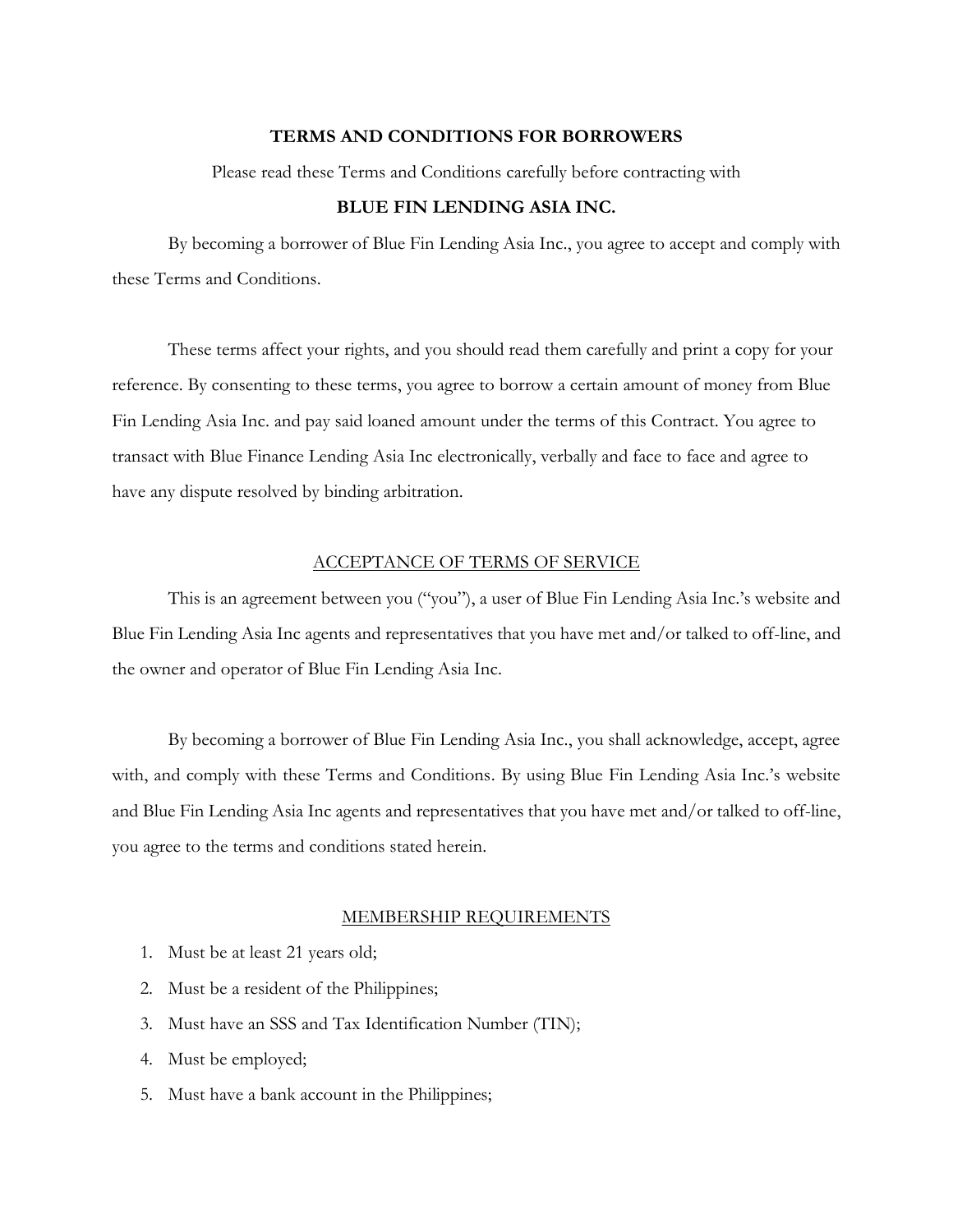**TERMS AND CONDITIONS FOR BORROWERS**

Please read these Terms and Conditions carefully before contracting with

**BLUE FIN LENDING ASIA INC.**

By becoming a borrower of Blue Fin Lending Asia Inc., you agree to accept and comply with these Terms and Conditions.

These terms affect your rights, and you should read them carefully and print a copy for your reference. By consenting to these terms, you agree to borrow a certain amount of money from Blue Fin Lending Asia Inc. and pay said loaned amount under the terms of this Contract. You agree to transact with Blue Finance Lending Asia Inc electronically, verbally and face to face and agree to have any dispute resolved by binding arbitration.

## ACCEPTANCE OF TERMS OF SERVICE

This is an agreement between you ("you"), a user of Blue Fin Lending Asia Inc.'s website and Blue Fin Lending Asia Inc agents and representatives that you have met and/or talked to off-line, and the owner and operator of Blue Fin Lending Asia Inc.

By becoming a borrower of Blue Fin Lending Asia Inc., you shall acknowledge, accept, agree with, and comply with these Terms and Conditions. By using Blue Fin Lending Asia Inc.'s website and Blue Fin Lending Asia Inc agents and representatives that you have met and/or talked to off-line, you agree to the terms and conditions stated herein.

## MEMBERSHIP REQUIREMENTS

1. Must be at least 21 years old;
2. Must be a resident of the Philippines;
3. Must have an SSS and Tax Identification Number (TIN);
4. Must be employed;
5. Must have a bank account in the Philippines;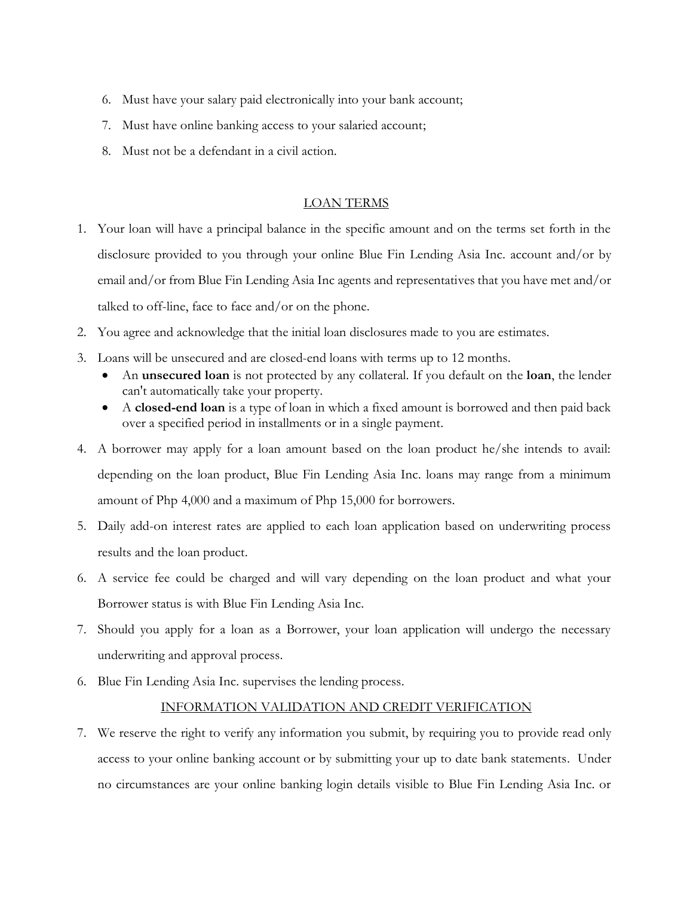6. Must have your salary paid electronically into your bank account;
7. Must have online banking access to your salaried account;
8. Must not be a defendant in a civil action.

## LOAN TERMS

1. Your loan will have a principal balance in the specific amount and on the terms set forth in the disclosure provided to you through your online Blue Fin Lending Asia Inc. account and/or by email and/or from Blue Fin Lending Asia Inc agents and representatives that you have met and/or talked to off-line, face to face and/or on the phone.
2. You agree and acknowledge that the initial loan disclosures made to you are estimates.
3. Loans will be unsecured and are closed-end loans with terms up to 12 months.
   - An **unsecured loan** is not protected by any collateral. If you default on the **loan**, the lender can't automatically take your property.
   - A **closed-end loan** is a type of loan in which a fixed amount is borrowed and then paid back over a specified period in installments or in a single payment.
4. A borrower may apply for a loan amount based on the loan product he/she intends to avail: depending on the loan product, Blue Fin Lending Asia Inc. loans may range from a minimum amount of Php 4,000 and a maximum of Php 15,000 for borrowers.
5. Daily add-on interest rates are applied to each loan application based on underwriting process results and the loan product.
6. A service fee could be charged and will vary depending on the loan product and what your Borrower status is with Blue Fin Lending Asia Inc.
7. Should you apply for a loan as a Borrower, your loan application will undergo the necessary underwriting and approval process.

6\. Blue Fin Lending Asia Inc. supervises the lending process.

## INFORMATION VALIDATION AND CREDIT VERIFICATION

7\. We reserve the right to verify any information you submit, by requiring you to provide read only access to your online banking account or by submitting your up to date bank statements. Under no circumstances are your online banking login details visible to Blue Fin Lending Asia Inc. or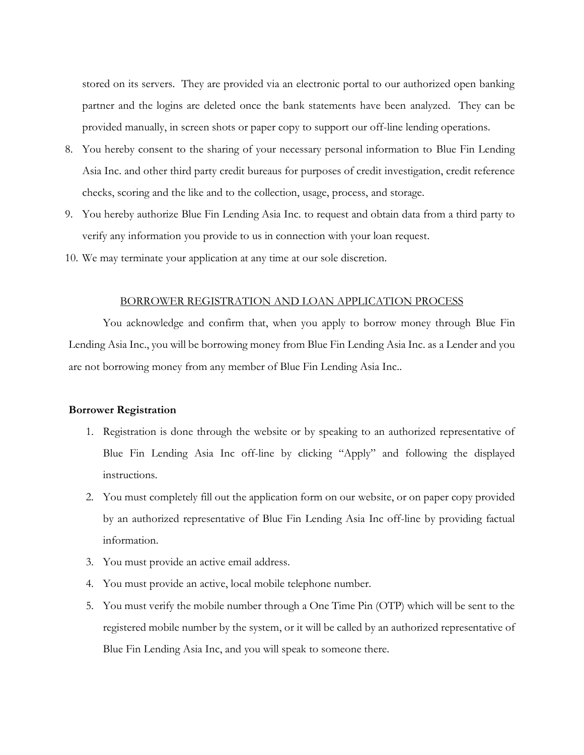stored on its servers. They are provided via an electronic portal to our authorized open banking partner and the logins are deleted once the bank statements have been analyzed. They can be provided manually, in screen shots or paper copy to support our off-line lending operations.

8. You hereby consent to the sharing of your necessary personal information to Blue Fin Lending Asia Inc. and other third party credit bureaus for purposes of credit investigation, credit reference checks, scoring and the like and to the collection, usage, process, and storage.
9. You hereby authorize Blue Fin Lending Asia Inc. to request and obtain data from a third party to verify any information you provide to us in connection with your loan request.
10. We may terminate your application at any time at our sole discretion.

## BORROWER REGISTRATION AND LOAN APPLICATION PROCESS

You acknowledge and confirm that, when you apply to borrow money through Blue Fin Lending Asia Inc., you will be borrowing money from Blue Fin Lending Asia Inc. as a Lender and you are not borrowing money from any member of Blue Fin Lending Asia Inc..

### Borrower Registration

1. Registration is done through the website or by speaking to an authorized representative of Blue Fin Lending Asia Inc off-line by clicking "Apply" and following the displayed instructions.
2. You must completely fill out the application form on our website, or on paper copy provided by an authorized representative of Blue Fin Lending Asia Inc off-line by providing factual information.
3. You must provide an active email address.
4. You must provide an active, local mobile telephone number.
5. You must verify the mobile number through a One Time Pin (OTP) which will be sent to the registered mobile number by the system, or it will be called by an authorized representative of Blue Fin Lending Asia Inc, and you will speak to someone there.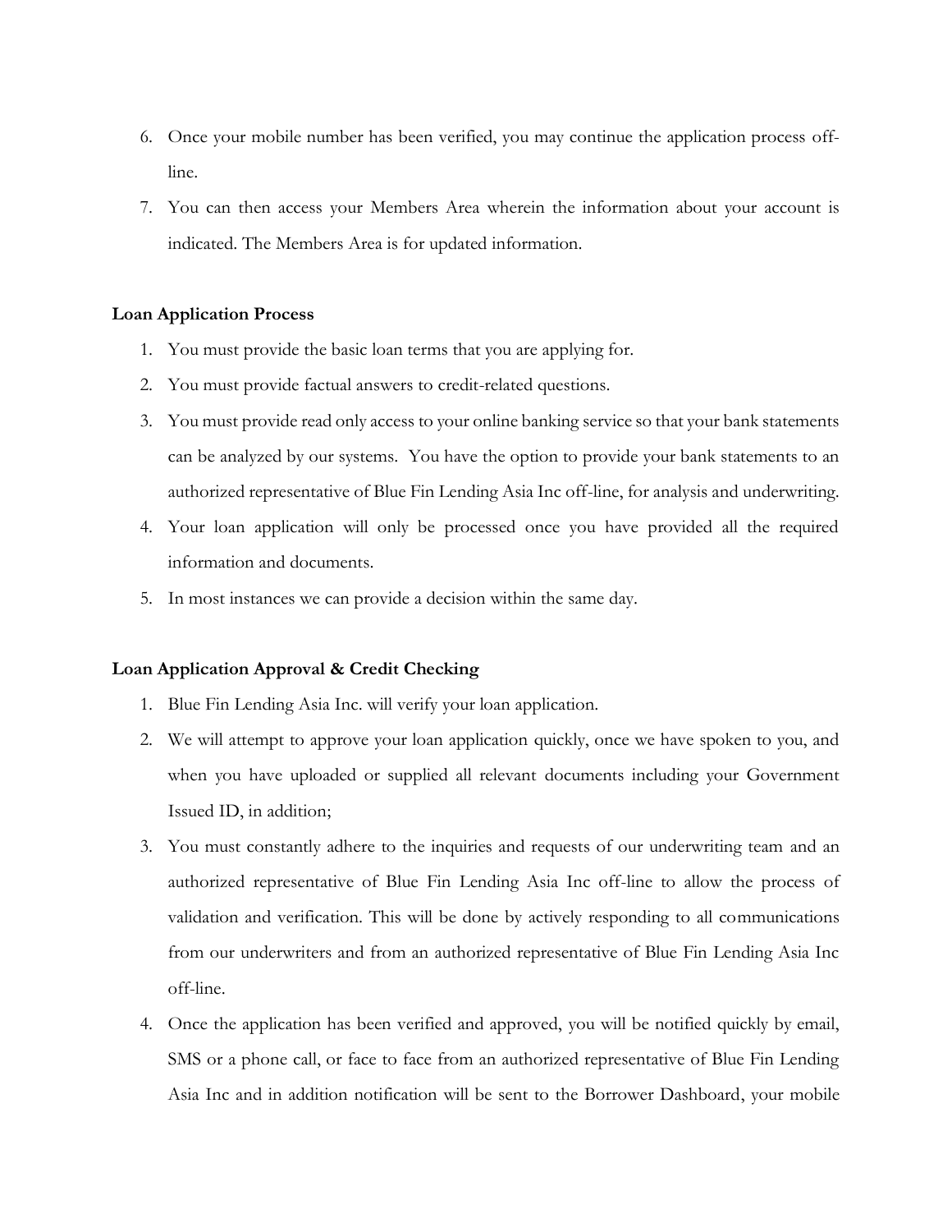6. Once your mobile number has been verified, you may continue the application process off-line.
7. You can then access your Members Area wherein the information about your account is indicated. The Members Area is for updated information.

**Loan Application Process**

1. You must provide the basic loan terms that you are applying for.
2. You must provide factual answers to credit-related questions.
3. You must provide read only access to your online banking service so that your bank statements can be analyzed by our systems. You have the option to provide your bank statements to an authorized representative of Blue Fin Lending Asia Inc off-line, for analysis and underwriting.
4. Your loan application will only be processed once you have provided all the required information and documents.
5. In most instances we can provide a decision within the same day.

**Loan Application Approval & Credit Checking**

1. Blue Fin Lending Asia Inc. will verify your loan application.
2. We will attempt to approve your loan application quickly, once we have spoken to you, and when you have uploaded or supplied all relevant documents including your Government Issued ID, in addition;
3. You must constantly adhere to the inquiries and requests of our underwriting team and an authorized representative of Blue Fin Lending Asia Inc off-line to allow the process of validation and verification. This will be done by actively responding to all communications from our underwriters and from an authorized representative of Blue Fin Lending Asia Inc off-line.
4. Once the application has been verified and approved, you will be notified quickly by email, SMS or a phone call, or face to face from an authorized representative of Blue Fin Lending Asia Inc and in addition notification will be sent to the Borrower Dashboard, your mobile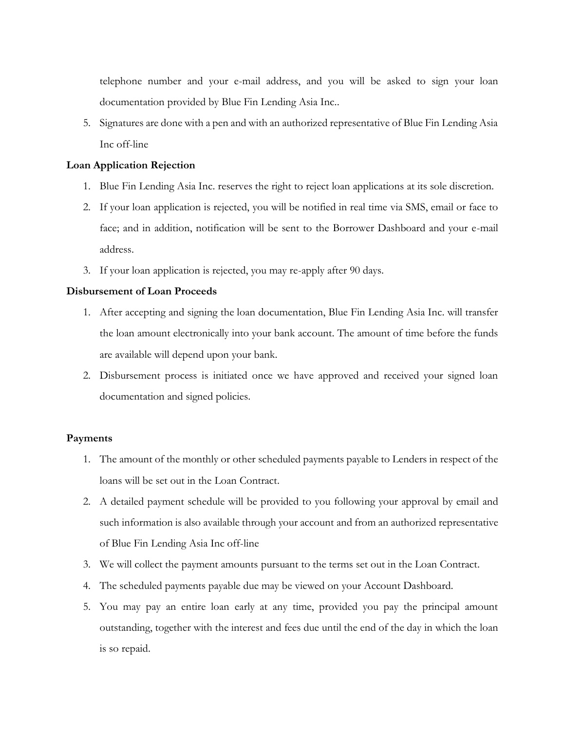telephone number and your e-mail address, and you will be asked to sign your loan documentation provided by Blue Fin Lending Asia Inc..

5. Signatures are done with a pen and with an authorized representative of Blue Fin Lending Asia Inc off-line

**Loan Application Rejection**

1. Blue Fin Lending Asia Inc. reserves the right to reject loan applications at its sole discretion.
2. If your loan application is rejected, you will be notified in real time via SMS, email or face to face; and in addition, notification will be sent to the Borrower Dashboard and your e-mail address.
3. If your loan application is rejected, you may re-apply after 90 days.

**Disbursement of Loan Proceeds**

1. After accepting and signing the loan documentation, Blue Fin Lending Asia Inc. will transfer the loan amount electronically into your bank account. The amount of time before the funds are available will depend upon your bank.
2. Disbursement process is initiated once we have approved and received your signed loan documentation and signed policies.

**Payments**

1. The amount of the monthly or other scheduled payments payable to Lenders in respect of the loans will be set out in the Loan Contract.
2. A detailed payment schedule will be provided to you following your approval by email and such information is also available through your account and from an authorized representative of Blue Fin Lending Asia Inc off-line
3. We will collect the payment amounts pursuant to the terms set out in the Loan Contract.
4. The scheduled payments payable due may be viewed on your Account Dashboard.
5. You may pay an entire loan early at any time, provided you pay the principal amount outstanding, together with the interest and fees due until the end of the day in which the loan is so repaid.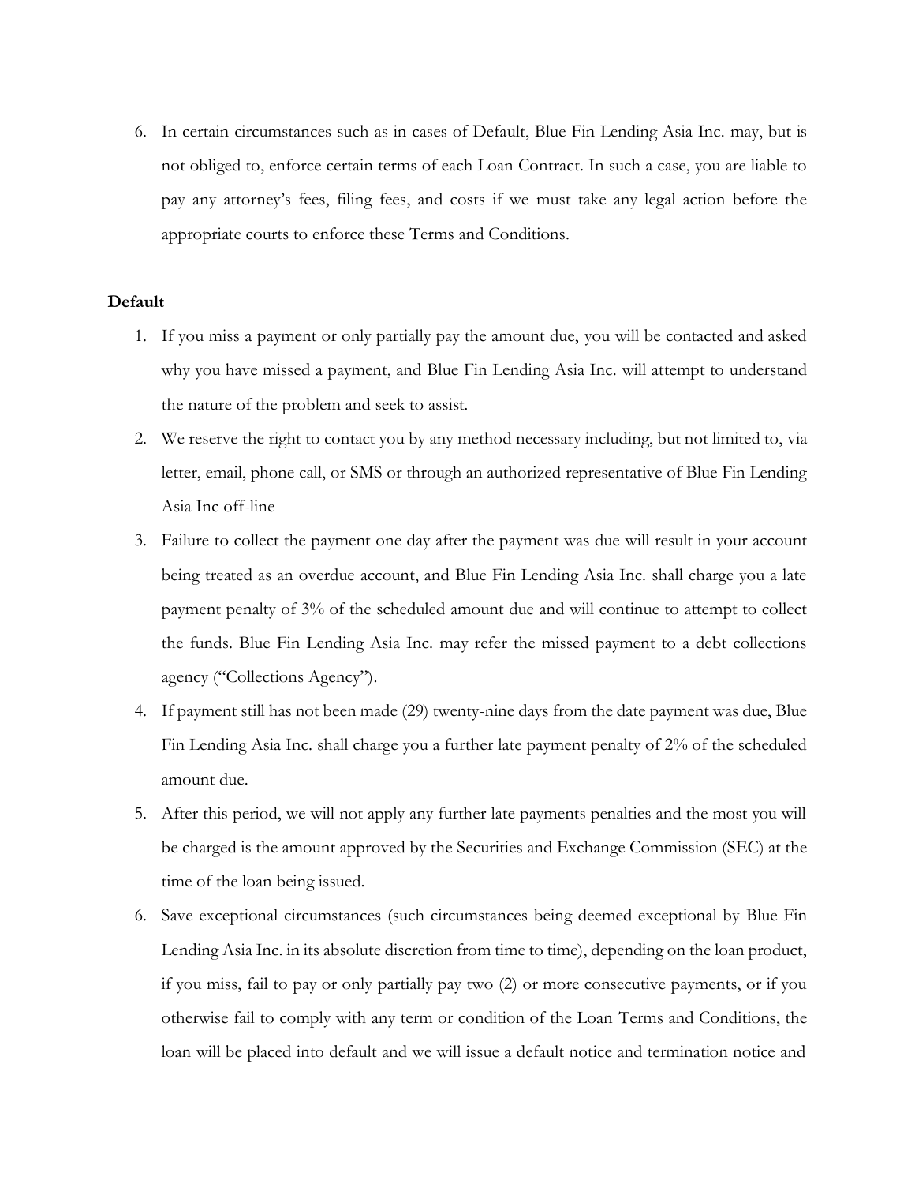6. In certain circumstances such as in cases of Default, Blue Fin Lending Asia Inc. may, but is not obliged to, enforce certain terms of each Loan Contract. In such a case, you are liable to pay any attorney's fees, filing fees, and costs if we must take any legal action before the appropriate courts to enforce these Terms and Conditions.

**Default**

1. If you miss a payment or only partially pay the amount due, you will be contacted and asked why you have missed a payment, and Blue Fin Lending Asia Inc. will attempt to understand the nature of the problem and seek to assist.
2. We reserve the right to contact you by any method necessary including, but not limited to, via letter, email, phone call, or SMS or through an authorized representative of Blue Fin Lending Asia Inc off-line
3. Failure to collect the payment one day after the payment was due will result in your account being treated as an overdue account, and Blue Fin Lending Asia Inc. shall charge you a late payment penalty of 3% of the scheduled amount due and will continue to attempt to collect the funds. Blue Fin Lending Asia Inc. may refer the missed payment to a debt collections agency ("Collections Agency").
4. If payment still has not been made (29) twenty-nine days from the date payment was due, Blue Fin Lending Asia Inc. shall charge you a further late payment penalty of 2% of the scheduled amount due.
5. After this period, we will not apply any further late payments penalties and the most you will be charged is the amount approved by the Securities and Exchange Commission (SEC) at the time of the loan being issued.
6. Save exceptional circumstances (such circumstances being deemed exceptional by Blue Fin Lending Asia Inc. in its absolute discretion from time to time), depending on the loan product, if you miss, fail to pay or only partially pay two (2) or more consecutive payments, or if you otherwise fail to comply with any term or condition of the Loan Terms and Conditions, the loan will be placed into default and we will issue a default notice and termination notice and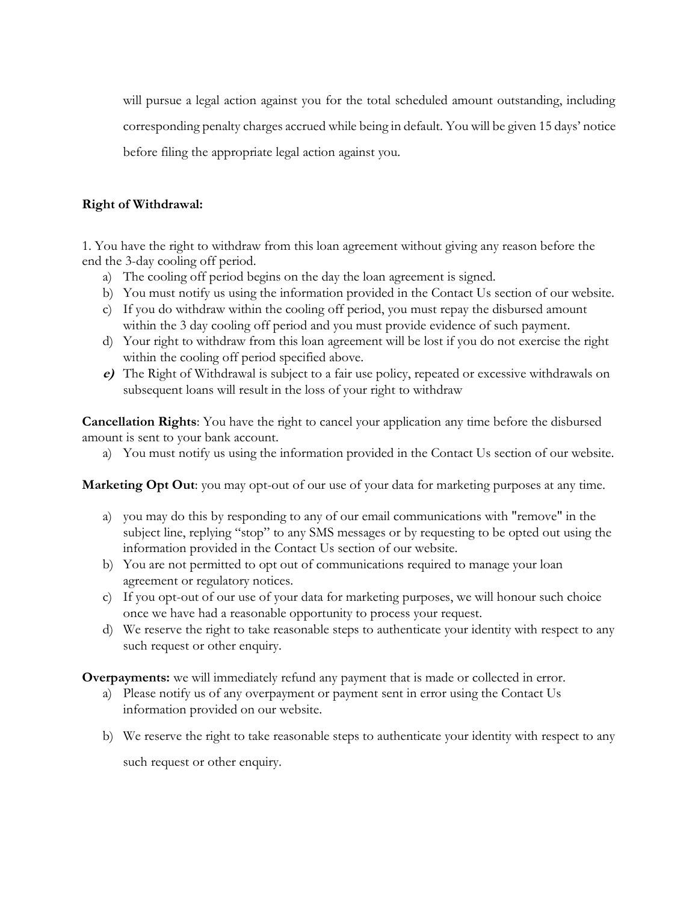will pursue a legal action against you for the total scheduled amount outstanding, including corresponding penalty charges accrued while being in default. You will be given 15 days' notice before filing the appropriate legal action against you.

**Right of Withdrawal:**

1. You have the right to withdraw from this loan agreement without giving any reason before the end the 3-day cooling off period.
   a) The cooling off period begins on the day the loan agreement is signed.
   b) You must notify us using the information provided in the Contact Us section of our website.
   c) If you do withdraw within the cooling off period, you must repay the disbursed amount within the 3 day cooling off period and you must provide evidence of such payment.
   d) Your right to withdraw from this loan agreement will be lost if you do not exercise the right within the cooling off period specified above.
   ***e)*** The Right of Withdrawal is subject to a fair use policy, repeated or excessive withdrawals on subsequent loans will result in the loss of your right to withdraw

**Cancellation Rights**: You have the right to cancel your application any time before the disbursed amount is sent to your bank account.

a) You must notify us using the information provided in the Contact Us section of our website.

**Marketing Opt Out**: you may opt-out of our use of your data for marketing purposes at any time.

a) you may do this by responding to any of our email communications with "remove" in the subject line, replying "stop" to any SMS messages or by requesting to be opted out using the information provided in the Contact Us section of our website.
b) You are not permitted to opt out of communications required to manage your loan agreement or regulatory notices.
c) If you opt-out of our use of your data for marketing purposes, we will honour such choice once we have had a reasonable opportunity to process your request.
d) We reserve the right to take reasonable steps to authenticate your identity with respect to any such request or other enquiry.

**Overpayments:** we will immediately refund any payment that is made or collected in error.

a) Please notify us of any overpayment or payment sent in error using the Contact Us information provided on our website.
b) We reserve the right to take reasonable steps to authenticate your identity with respect to any such request or other enquiry.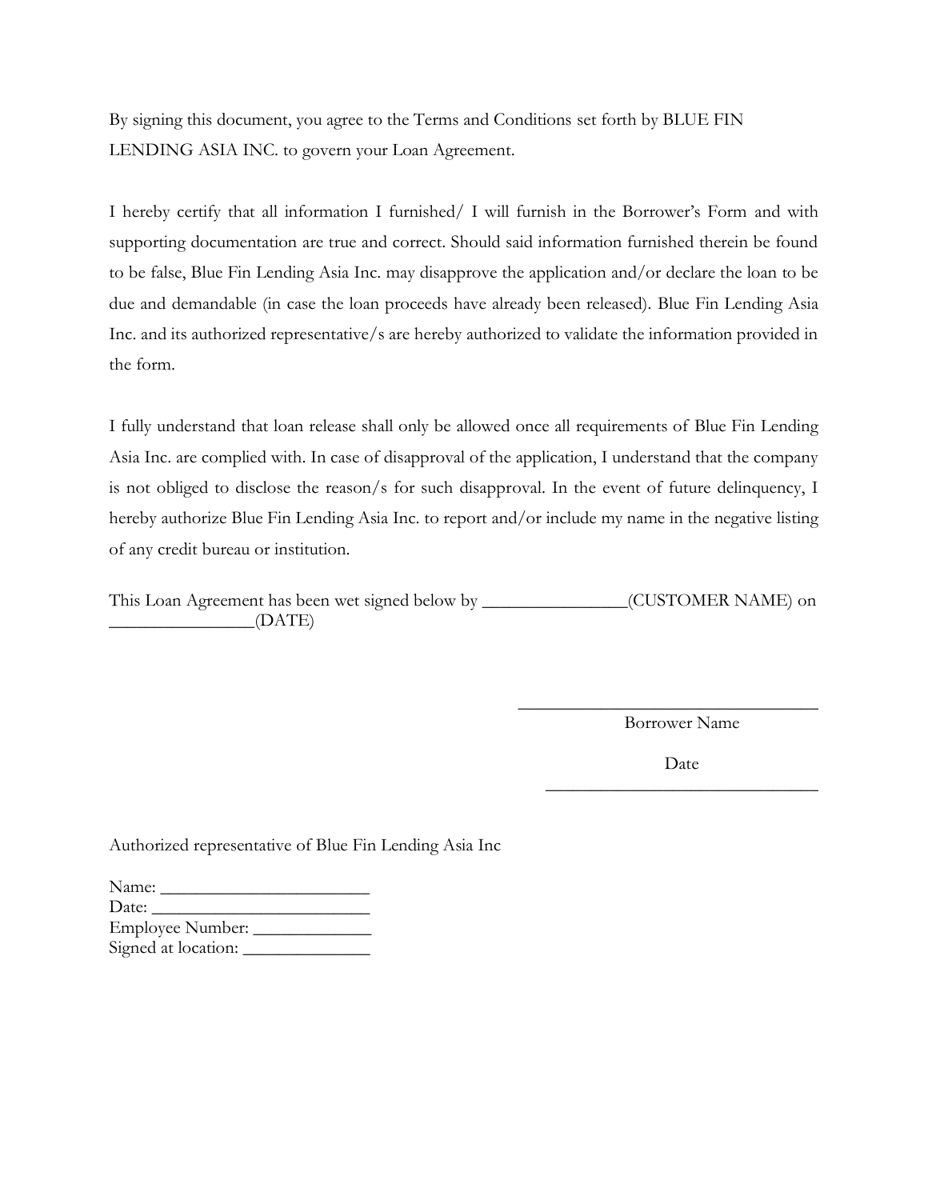By signing this document, you agree to the Terms and Conditions set forth by BLUE FIN LENDING ASIA INC. to govern your Loan Agreement.

I hereby certify that all information I furnished/ I will furnish in the Borrower's Form and with supporting documentation are true and correct. Should said information furnished therein be found to be false, Blue Fin Lending Asia Inc. may disapprove the application and/or declare the loan to be due and demandable (in case the loan proceeds have already been released). Blue Fin Lending Asia Inc. and its authorized representative/s are hereby authorized to validate the information provided in the form.

I fully understand that loan release shall only be allowed once all requirements of Blue Fin Lending Asia Inc. are complied with. In case of disapproval of the application, I understand that the company is not obliged to disclose the reason/s for such disapproval. In the event of future delinquency, I hereby authorize Blue Fin Lending Asia Inc. to report and/or include my name in the negative listing of any credit bureau or institution.

This Loan Agreement has been wet signed below by ________________(CUSTOMER NAME) on ________________(DATE)

__________________________________
Borrower Name

Date
________________________________

Authorized representative of Blue Fin Lending Asia Inc

Name: ________________________
Date: _________________________
Employee Number: _____________
Signed at location: ______________